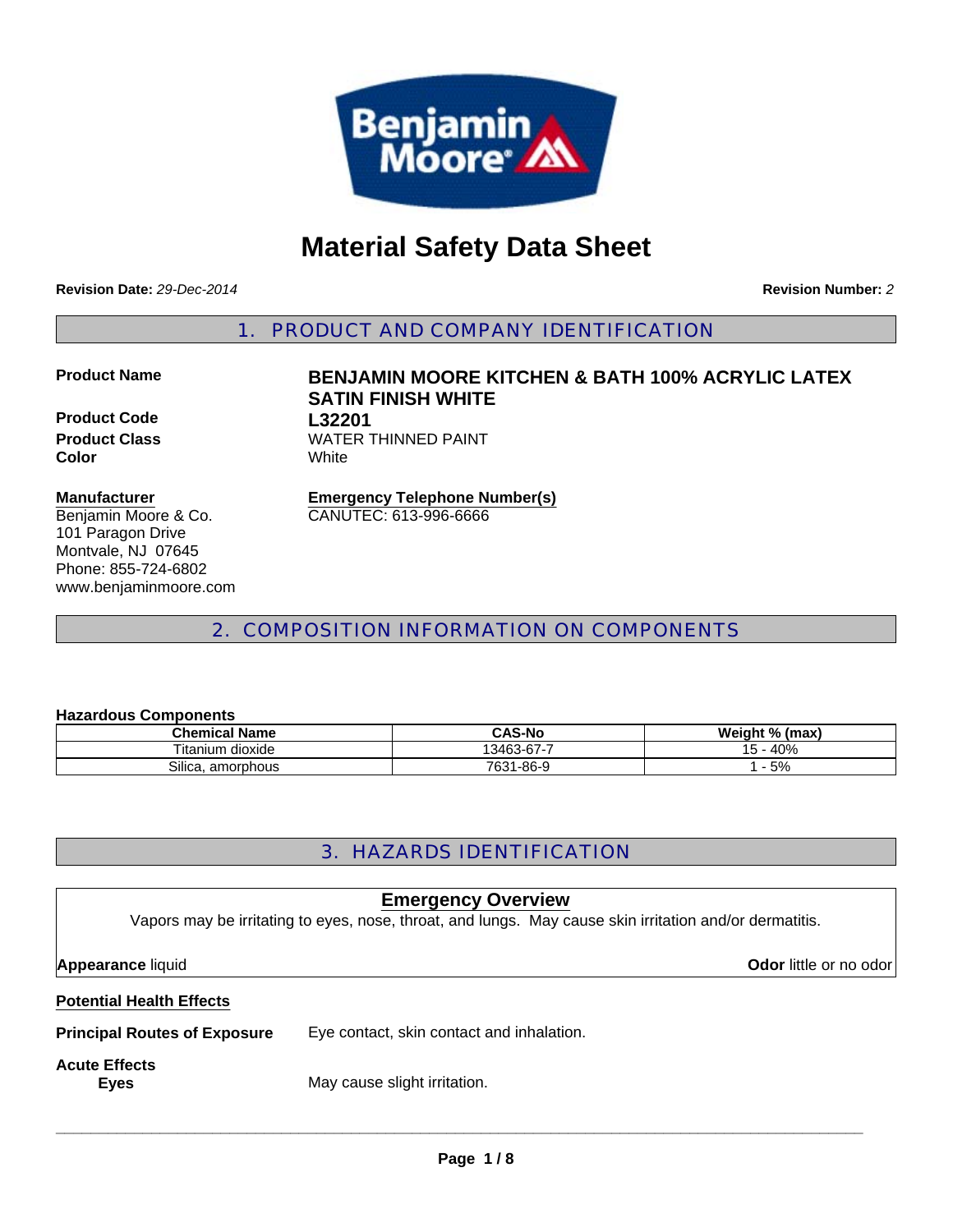# Material Safety Data Sheet

**Revision Date:** *29-Dec-2014* **Revision Number:** *2*

## 1. PRODUCT AND COMPANY IDENTIFICATION

**Product Name** **BENJAMIN MOORE KITCHEN & BATH 100% ACRYLIC LATEX SATIN FINISH WHITE**

**Product Code** **L32201**

**Product Class** WATER THINNED PAINT

**Color** White

**Manufacturer**
Benjamin Moore & Co.
101 Paragon Drive
Montvale, NJ 07645
Phone: 855-724-6802
www.benjaminmoore.com

**Emergency Telephone Number(s)**
CANUTEC: 613-996-6666

## 2. COMPOSITION INFORMATION ON COMPONENTS

**Hazardous Components**

| Chemical Name | CAS-No | Weight % (max) |
|---|---|---|
| Titanium dioxide | 13463-67-7 | 15 - 40% |
| Silica, amorphous | 7631-86-9 | 1 - 5% |

## 3. HAZARDS IDENTIFICATION

**Emergency Overview**

Vapors may be irritating to eyes, nose, throat, and lungs. May cause skin irritation and/or dermatitis.

**Appearance** liquid **Odor** little or no odor

**Potential Health Effects**

**Principal Routes of Exposure** Eye contact, skin contact and inhalation.

**Acute Effects**

**Eyes** May cause slight irritation.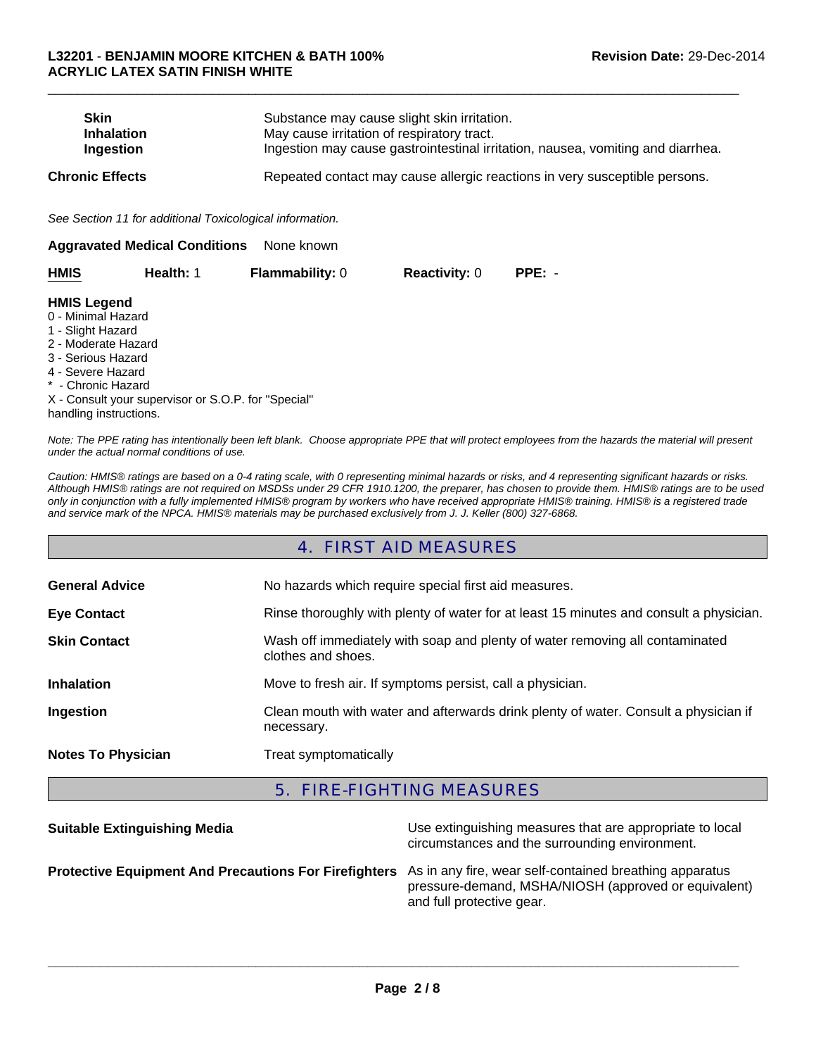| | |
|---|---|
| **Skin** | Substance may cause slight skin irritation. |
| **Inhalation** | May cause irritation of respiratory tract. |
| **Ingestion** | Ingestion may cause gastrointestinal irritation, nausea, vomiting and diarrhea. |

**Chronic Effects** Repeated contact may cause allergic reactions in very susceptible persons.

*See Section 11 for additional Toxicological information.*

**Aggravated Medical Conditions** None known

| HMIS | Health: 1 | Flammability: 0 | Reactivity: 0 | PPE: - |
|---|---|---|---|---|

**HMIS Legend**
0 - Minimal Hazard
1 - Slight Hazard
2 - Moderate Hazard
3 - Serious Hazard
4 - Severe Hazard
* - Chronic Hazard
X - Consult your supervisor or S.O.P. for "Special" handling instructions.

*Note: The PPE rating has intentionally been left blank. Choose appropriate PPE that will protect employees from the hazards the material will present under the actual normal conditions of use.*

*Caution: HMIS® ratings are based on a 0-4 rating scale, with 0 representing minimal hazards or risks, and 4 representing significant hazards or risks. Although HMIS® ratings are not required on MSDSs under 29 CFR 1910.1200, the preparer, has chosen to provide them. HMIS® ratings are to be used only in conjunction with a fully implemented HMIS® program by workers who have received appropriate HMIS® training. HMIS® is a registered trade and service mark of the NPCA. HMIS® materials may be purchased exclusively from J. J. Keller (800) 327-6868.*

## 4. FIRST AID MEASURES

| | |
|---|---|
| **General Advice** | No hazards which require special first aid measures. |
| **Eye Contact** | Rinse thoroughly with plenty of water for at least 15 minutes and consult a physician. |
| **Skin Contact** | Wash off immediately with soap and plenty of water removing all contaminated clothes and shoes. |
| **Inhalation** | Move to fresh air. If symptoms persist, call a physician. |
| **Ingestion** | Clean mouth with water and afterwards drink plenty of water. Consult a physician if necessary. |
| **Notes To Physician** | Treat symptomatically |

## 5. FIRE-FIGHTING MEASURES

| | |
|---|---|
| **Suitable Extinguishing Media** | Use extinguishing measures that are appropriate to local circumstances and the surrounding environment. |
| **Protective Equipment And Precautions For Firefighters** | As in any fire, wear self-contained breathing apparatus pressure-demand, MSHA/NIOSH (approved or equivalent) and full protective gear. |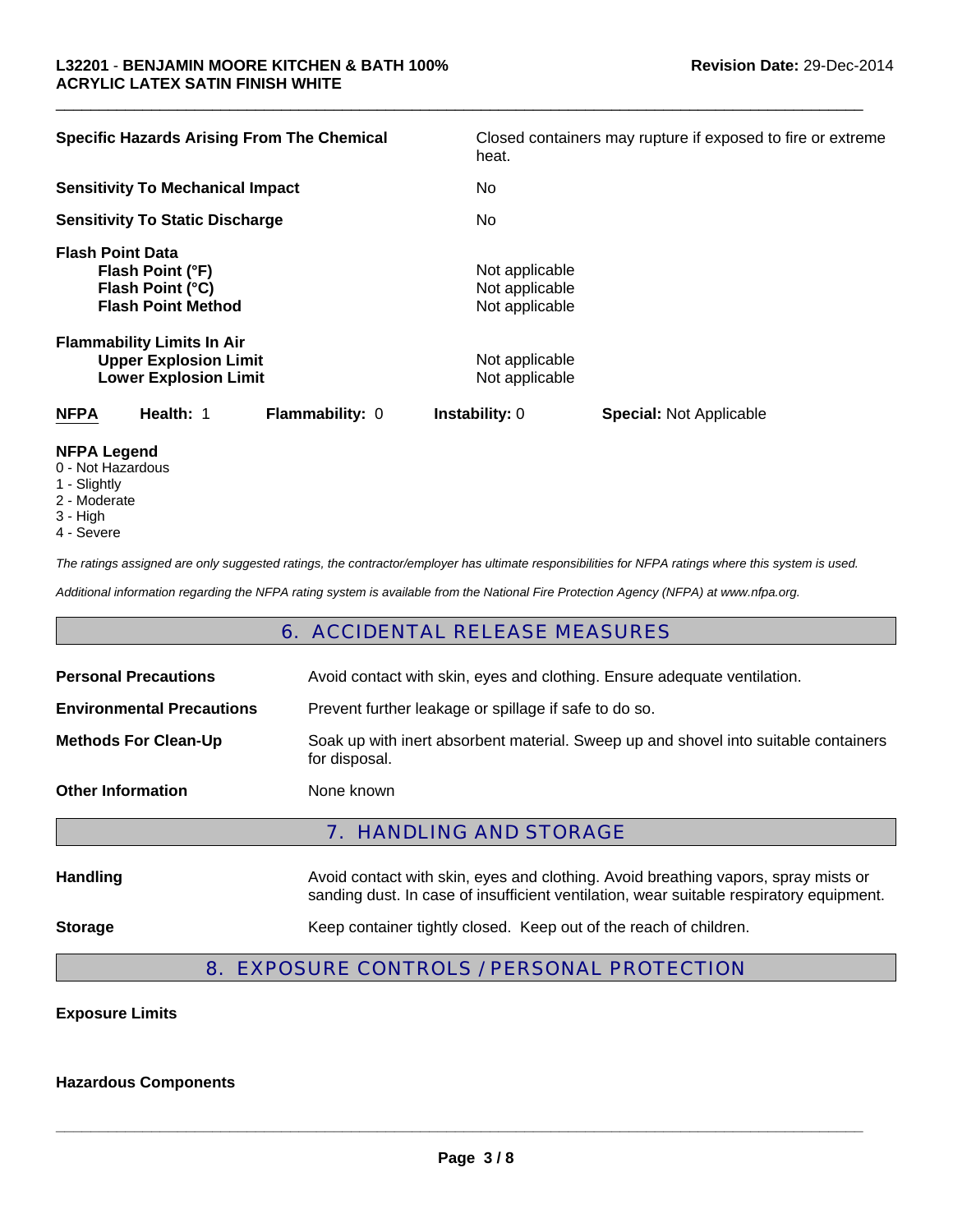| | |
|---|---|
| **Specific Hazards Arising From The Chemical** | Closed containers may rupture if exposed to fire or extreme heat. |
| **Sensitivity To Mechanical Impact** | No |
| **Sensitivity To Static Discharge** | No |

**Flash Point Data**

| | |
|---|---|
| **Flash Point (°F)** | Not applicable |
| **Flash Point (°C)** | Not applicable |
| **Flash Point Method** | Not applicable |

**Flammability Limits In Air**

| | |
|---|---|
| **Upper Explosion Limit** | Not applicable |
| **Lower Explosion Limit** | Not applicable |

| **NFPA** | **Health:** 1 | **Flammability:** 0 | **Instability:** 0 | **Special:** Not Applicable |
|---|---|---|---|---|

**NFPA Legend**

0 - Not Hazardous
1 - Slightly
2 - Moderate
3 - High
4 - Severe

*The ratings assigned are only suggested ratings, the contractor/employer has ultimate responsibilities for NFPA ratings where this system is used.*

*Additional information regarding the NFPA rating system is available from the National Fire Protection Agency (NFPA) at www.nfpa.org.*

## 6. ACCIDENTAL RELEASE MEASURES

| | |
|---|---|
| **Personal Precautions** | Avoid contact with skin, eyes and clothing. Ensure adequate ventilation. |
| **Environmental Precautions** | Prevent further leakage or spillage if safe to do so. |
| **Methods For Clean-Up** | Soak up with inert absorbent material. Sweep up and shovel into suitable containers for disposal. |
| **Other Information** | None known |

## 7. HANDLING AND STORAGE

| | |
|---|---|
| **Handling** | Avoid contact with skin, eyes and clothing. Avoid breathing vapors, spray mists or sanding dust. In case of insufficient ventilation, wear suitable respiratory equipment. |
| **Storage** | Keep container tightly closed. Keep out of the reach of children. |

## 8. EXPOSURE CONTROLS / PERSONAL PROTECTION

**Exposure Limits**

**Hazardous Components**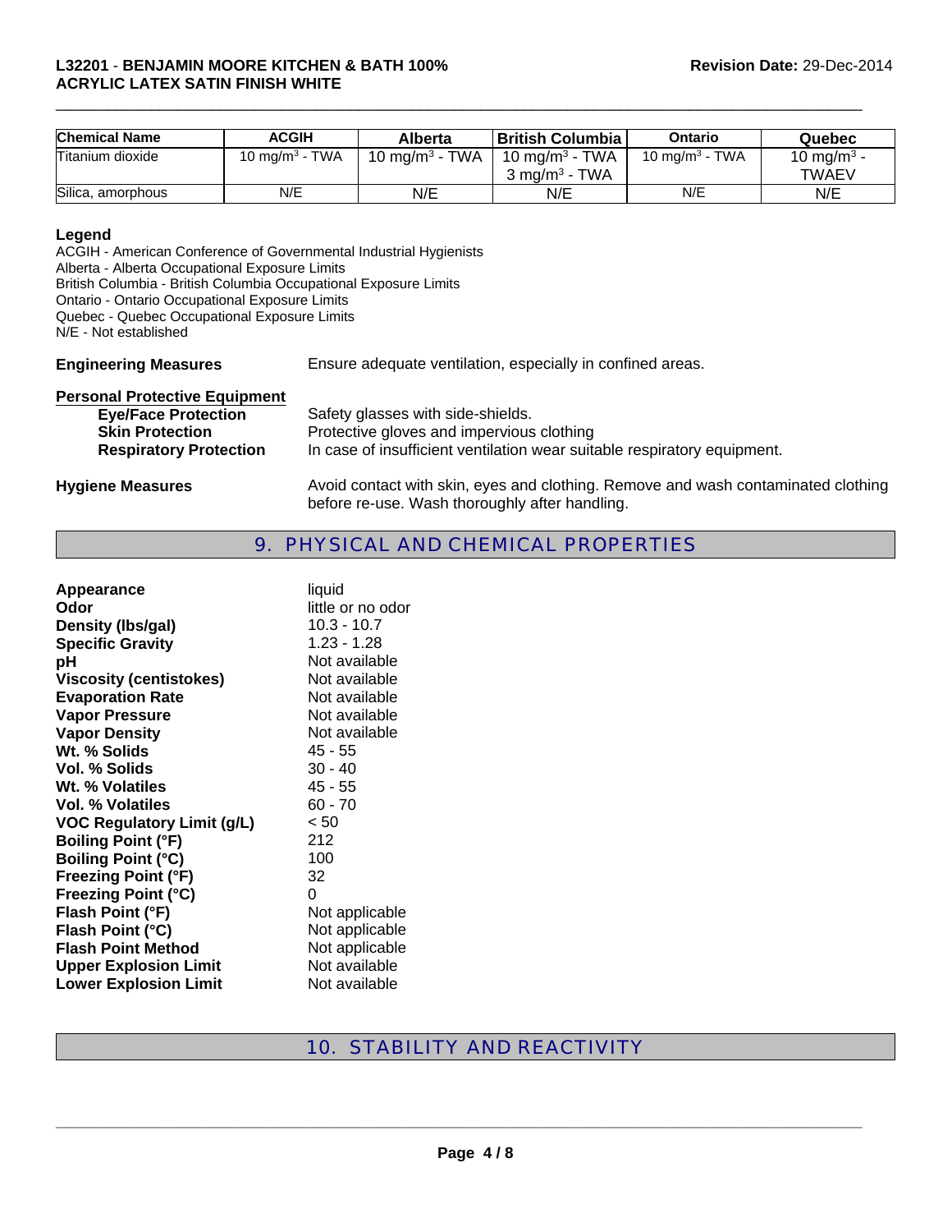| Chemical Name | ACGIH | Alberta | British Columbia | Ontario | Quebec |
|---|---|---|---|---|---|
| Titanium dioxide | 10 $mg/m^3$ - TWA | 10 $mg/m^3$ - TWA | 10 $mg/m^3$ - TWA<br>3 $mg/m^3$ - TWA | 10 $mg/m^3$ - TWA | 10 $mg/m^3$ - TWAEV |
| Silica, amorphous | N/E | N/E | N/E | N/E | N/E |

**Legend**
ACGIH - American Conference of Governmental Industrial Hygienists
Alberta - Alberta Occupational Exposure Limits
British Columbia - British Columbia Occupational Exposure Limits
Ontario - Ontario Occupational Exposure Limits
Quebec - Quebec Occupational Exposure Limits
N/E - Not established

**Engineering Measures** Ensure adequate ventilation, especially in confined areas.

**Personal Protective Equipment**

**Eye/Face Protection** Safety glasses with side-shields.
**Skin Protection** Protective gloves and impervious clothing
**Respiratory Protection** In case of insufficient ventilation wear suitable respiratory equipment.

**Hygiene Measures** Avoid contact with skin, eyes and clothing. Remove and wash contaminated clothing before re-use. Wash thoroughly after handling.

## 9. PHYSICAL AND CHEMICAL PROPERTIES

| | |
|---|---|
| **Appearance** | liquid |
| **Odor** | little or no odor |
| **Density (lbs/gal)** | 10.3 - 10.7 |
| **Specific Gravity** | 1.23 - 1.28 |
| **pH** | Not available |
| **Viscosity (centistokes)** | Not available |
| **Evaporation Rate** | Not available |
| **Vapor Pressure** | Not available |
| **Vapor Density** | Not available |
| **Wt. % Solids** | 45 - 55 |
| **Vol. % Solids** | 30 - 40 |
| **Wt. % Volatiles** | 45 - 55 |
| **Vol. % Volatiles** | 60 - 70 |
| **VOC Regulatory Limit (g/L)** | < 50 |
| **Boiling Point (°F)** | 212 |
| **Boiling Point (°C)** | 100 |
| **Freezing Point (°F)** | 32 |
| **Freezing Point (°C)** | 0 |
| **Flash Point (°F)** | Not applicable |
| **Flash Point (°C)** | Not applicable |
| **Flash Point Method** | Not applicable |
| **Upper Explosion Limit** | Not available |
| **Lower Explosion Limit** | Not available |

## 10. STABILITY AND REACTIVITY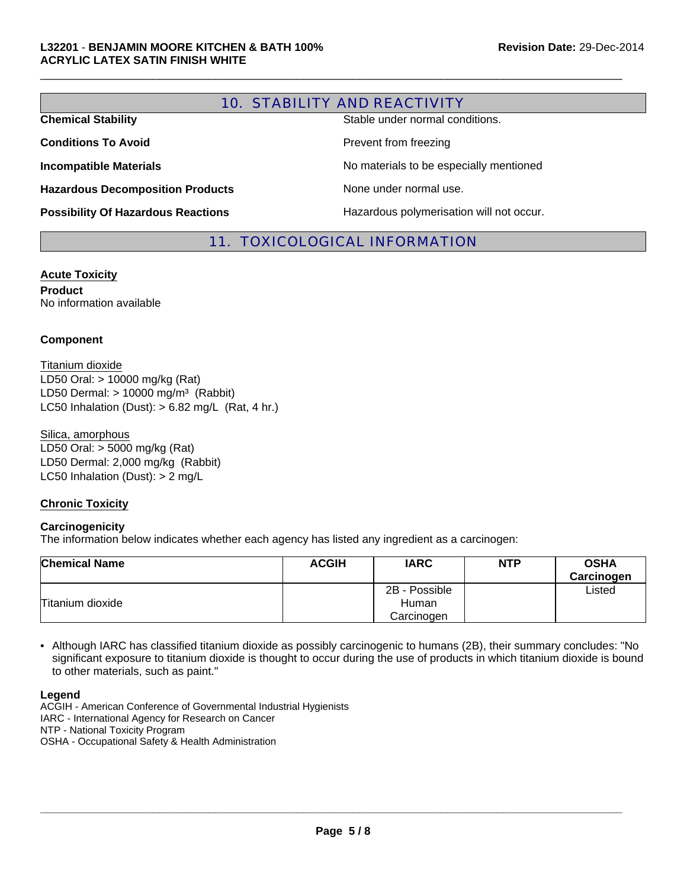## 10. STABILITY AND REACTIVITY

| | |
|---|---|
| **Chemical Stability** | Stable under normal conditions. |
| **Conditions To Avoid** | Prevent from freezing |
| **Incompatible Materials** | No materials to be especially mentioned |
| **Hazardous Decomposition Products** | None under normal use. |
| **Possibility Of Hazardous Reactions** | Hazardous polymerisation will not occur. |

## 11. TOXICOLOGICAL INFORMATION

### Acute Toxicity

**Product**
No information available

**Component**

Titanium dioxide
LD50 Oral: > 10000 mg/kg (Rat)
LD50 Dermal: > 10000 mg/m³ (Rabbit)
LC50 Inhalation (Dust): > 6.82 mg/L (Rat, 4 hr.)

Silica, amorphous
LD50 Oral: > 5000 mg/kg (Rat)
LD50 Dermal: 2,000 mg/kg (Rabbit)
LC50 Inhalation (Dust): > 2 mg/L

### Chronic Toxicity

**Carcinogenicity**
The information below indicates whether each agency has listed any ingredient as a carcinogen:

| Chemical Name | ACGIH | IARC | NTP | OSHA Carcinogen |
|---|---|---|---|---|
| Titanium dioxide | | 2B - Possible Human Carcinogen | | Listed |

- Although IARC has classified titanium dioxide as possibly carcinogenic to humans (2B), their summary concludes: "No significant exposure to titanium dioxide is thought to occur during the use of products in which titanium dioxide is bound to other materials, such as paint."

**Legend**
ACGIH - American Conference of Governmental Industrial Hygienists
IARC - International Agency for Research on Cancer
NTP - National Toxicity Program
OSHA - Occupational Safety & Health Administration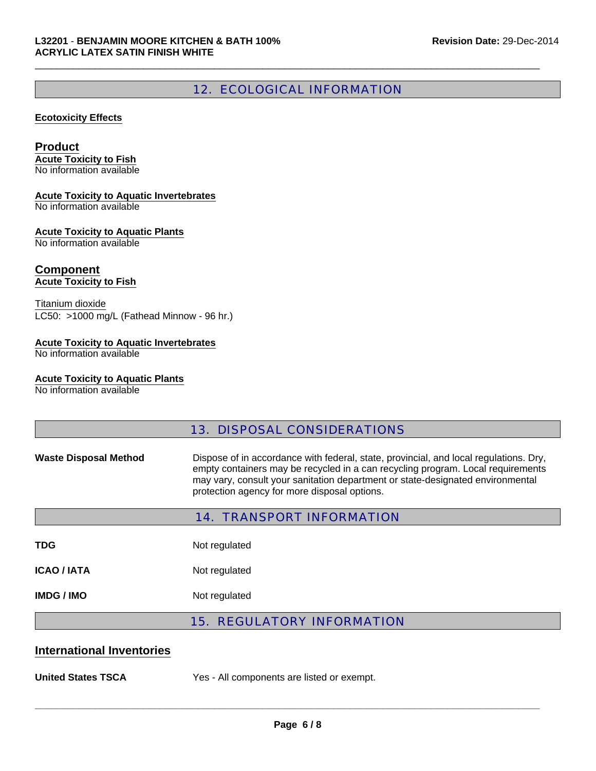## 12. ECOLOGICAL INFORMATION

**Ecotoxicity Effects**

### Product

**Acute Toxicity to Fish**
No information available

**Acute Toxicity to Aquatic Invertebrates**
No information available

**Acute Toxicity to Aquatic Plants**
No information available

### Component

**Acute Toxicity to Fish**

Titanium dioxide
LC50: >1000 mg/L (Fathead Minnow - 96 hr.)

**Acute Toxicity to Aquatic Invertebrates**
No information available

**Acute Toxicity to Aquatic Plants**
No information available

## 13. DISPOSAL CONSIDERATIONS

| | |
|---|---|
| **Waste Disposal Method** | Dispose of in accordance with federal, state, provincial, and local regulations. Dry, empty containers may be recycled in a can recycling program. Local requirements may vary, consult your sanitation department or state-designated environmental protection agency for more disposal options. |

## 14. TRANSPORT INFORMATION

| | |
|---|---|
| **TDG** | Not regulated |
| **ICAO / IATA** | Not regulated |
| **IMDG / IMO** | Not regulated |

## 15. REGULATORY INFORMATION

### International Inventories

| | |
|---|---|
| **United States TSCA** | Yes - All components are listed or exempt. |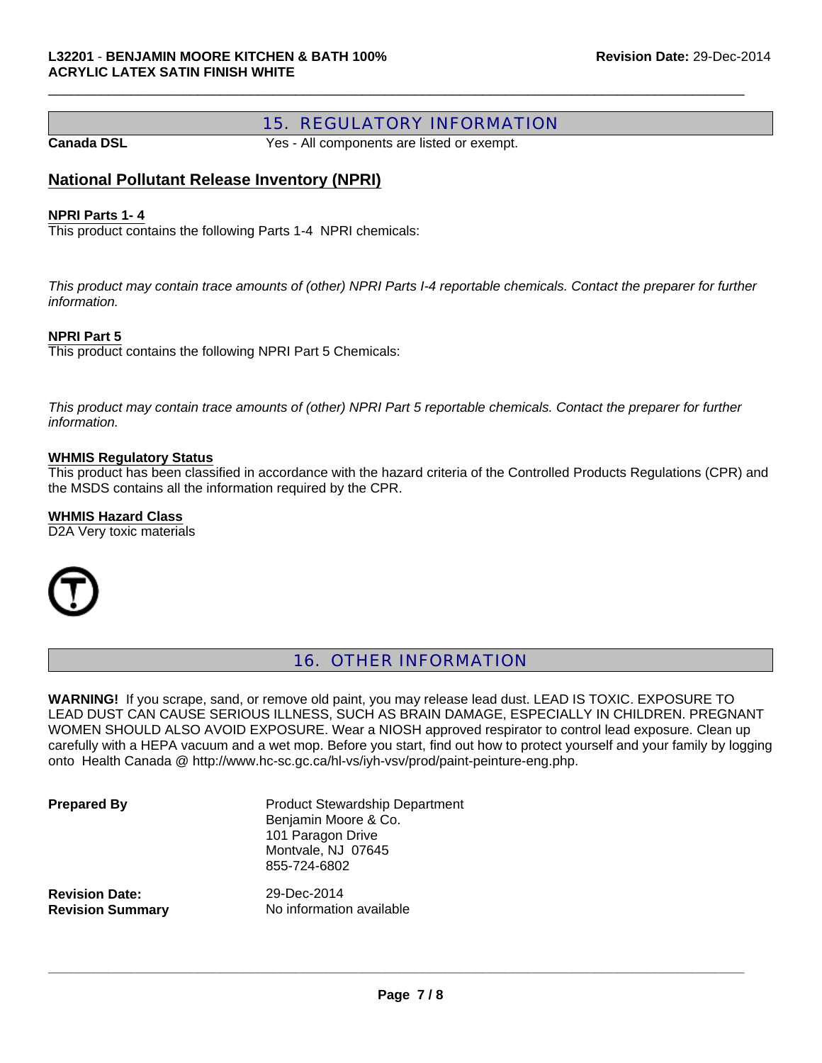## 15. REGULATORY INFORMATION

**Canada DSL** Yes - All components are listed or exempt.

## National Pollutant Release Inventory (NPRI)

**NPRI Parts 1- 4**

This product contains the following Parts 1-4 NPRI chemicals:

*This product may contain trace amounts of (other) NPRI Parts I-4 reportable chemicals. Contact the preparer for further information.*

**NPRI Part 5**

This product contains the following NPRI Part 5 Chemicals:

*This product may contain trace amounts of (other) NPRI Part 5 reportable chemicals. Contact the preparer for further information.*

**WHMIS Regulatory Status**

This product has been classified in accordance with the hazard criteria of the Controlled Products Regulations (CPR) and the MSDS contains all the information required by the CPR.

**WHMIS Hazard Class**

D2A Very toxic materials

## 16. OTHER INFORMATION

**WARNING!** If you scrape, sand, or remove old paint, you may release lead dust. LEAD IS TOXIC. EXPOSURE TO LEAD DUST CAN CAUSE SERIOUS ILLNESS, SUCH AS BRAIN DAMAGE, ESPECIALLY IN CHILDREN. PREGNANT WOMEN SHOULD ALSO AVOID EXPOSURE. Wear a NIOSH approved respirator to control lead exposure. Clean up carefully with a HEPA vacuum and a wet mop. Before you start, find out how to protect yourself and your family by logging onto Health Canada @ http://www.hc-sc.gc.ca/hl-vs/iyh-vsv/prod/paint-peinture-eng.php.

**Prepared By**

Product Stewardship Department
Benjamin Moore & Co.
101 Paragon Drive
Montvale, NJ 07645
855-724-6802

**Revision Date:** 29-Dec-2014

**Revision Summary** No information available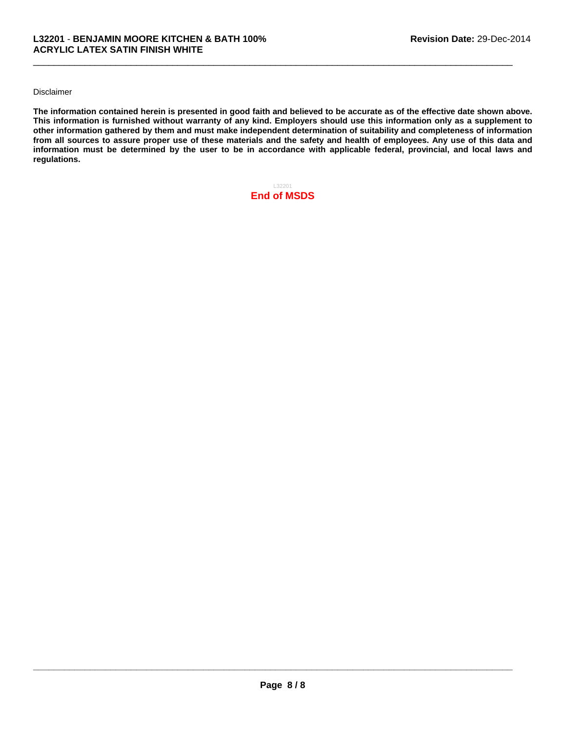Disclaimer

**The information contained herein is presented in good faith and believed to be accurate as of the effective date shown above. This information is furnished without warranty of any kind. Employers should use this information only as a supplement to other information gathered by them and must make independent determination of suitability and completeness of information from all sources to assure proper use of these materials and the safety and health of employees. Any use of this data and information must be determined by the user to be in accordance with applicable federal, provincial, and local laws and regulations.**

L32201

**End of MSDS**